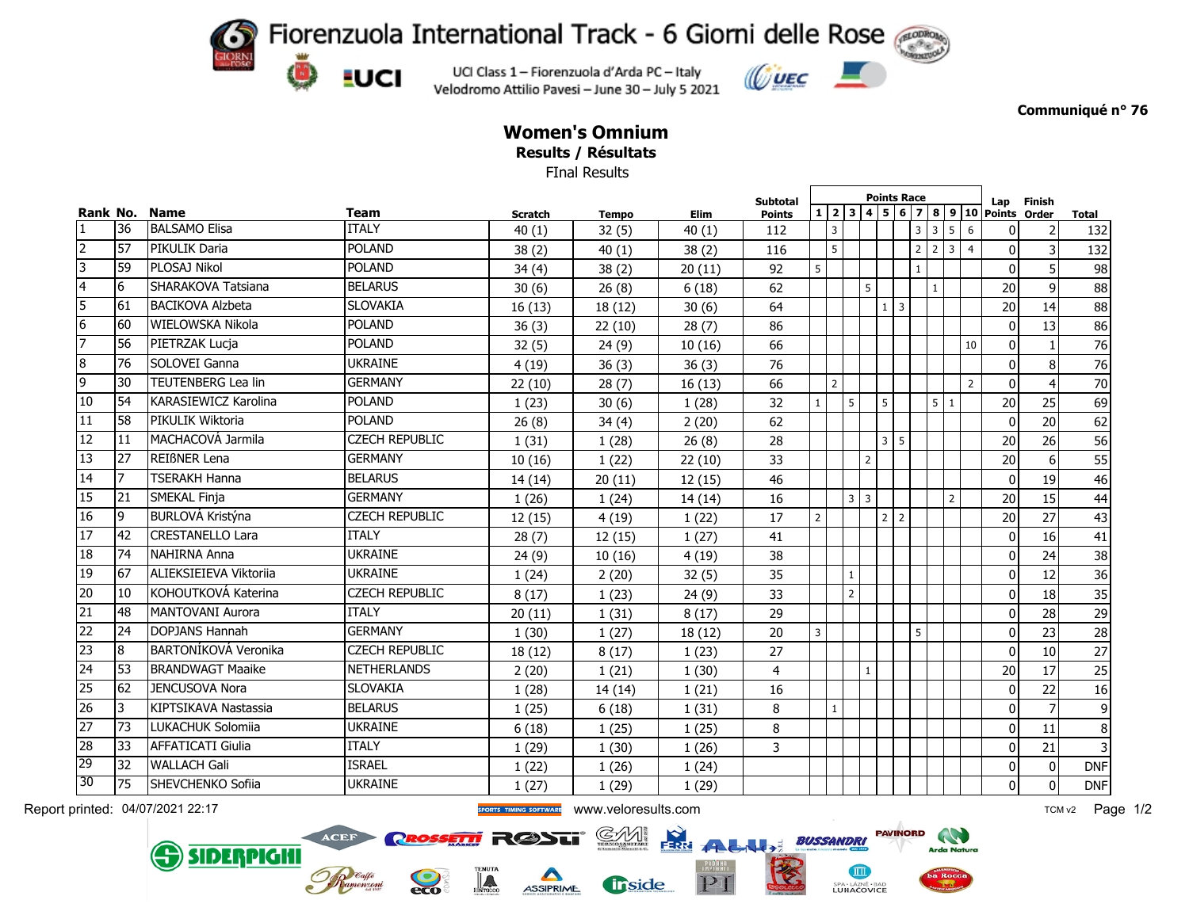# Fiorenzuola International Track - 6 Giorni delle Rose

UCI Class 1 – Fiorenzuola d'Arda PC – Italy
Velodromo Attilio Pavesi – June 30 – July 5 2021

**Communiqué n° 76**

## Women's Omnium

**Results / Résultats**

FInal Results

| Rank | No. | Name | Team | Scratch | Tempo | Elim | Subtotal Points | Points Race 1 | 2 | 3 | 4 | 5 | 6 | 7 | 8 | 9 | 10 | Lap Points | Finish Order | Total |
|---|---|---|---|---|---|---|---|---|---|---|---|---|---|---|---|---|---|---|---|---|
| 1 | 36 | BALSAMO Elisa | ITALY | 40 (1) | 32 (5) | 40 (1) | 112 | | 3 | | | | | 3 | 3 | 5 | 6 | 0 | 2 | 132 |
| 2 | 57 | PIKULIK Daria | POLAND | 38 (2) | 40 (1) | 38 (2) | 116 | | 5 | | | | | 2 | 2 | 3 | 4 | 0 | 3 | 132 |
| 3 | 59 | PLOSAJ Nikol | POLAND | 34 (4) | 38 (2) | 20 (11) | 92 | 5 | | | | | | 1 | | | | 0 | 5 | 98 |
| 4 | 6 | SHARAKOVA Tatsiana | BELARUS | 30 (6) | 26 (8) | 6 (18) | 62 | | | | 5 | | | | 1 | | | 20 | 9 | 88 |
| 5 | 61 | BACIKOVA Alzbeta | SLOVAKIA | 16 (13) | 18 (12) | 30 (6) | 64 | | | | | 1 | 3 | | | | | 20 | 14 | 88 |
| 6 | 60 | WIELOWSKA Nikola | POLAND | 36 (3) | 22 (10) | 28 (7) | 86 | | | | | | | | | | | 0 | 13 | 86 |
| 7 | 56 | PIETRZAK Lucja | POLAND | 32 (5) | 24 (9) | 10 (16) | 66 | | | | | | | | | | 10 | 0 | 1 | 76 |
| 8 | 76 | SOLOVEI Ganna | UKRAINE | 4 (19) | 36 (3) | 36 (3) | 76 | | | | | | | | | | | 0 | 8 | 76 |
| 9 | 30 | TEUTENBERG Lea lin | GERMANY | 22 (10) | 28 (7) | 16 (13) | 66 | | 2 | | | | | | | | 2 | 0 | 4 | 70 |
| 10 | 54 | KARASIEWICZ Karolina | POLAND | 1 (23) | 30 (6) | 1 (28) | 32 | 1 | | 5 | | 5 | | | 5 | 1 | | 20 | 25 | 69 |
| 11 | 58 | PIKULIK Wiktoria | POLAND | 26 (8) | 34 (4) | 2 (20) | 62 | | | | | | | | | | | 0 | 20 | 62 |
| 12 | 11 | MACHACOVÁ Jarmila | CZECH REPUBLIC | 1 (31) | 1 (28) | 26 (8) | 28 | | | | | 3 | 5 | | | | | 20 | 26 | 56 |
| 13 | 27 | REIßNER Lena | GERMANY | 10 (16) | 1 (22) | 22 (10) | 33 | | | | 2 | | | | | | | 20 | 6 | 55 |
| 14 | 7 | TSERAKH Hanna | BELARUS | 14 (14) | 20 (11) | 12 (15) | 46 | | | | | | | | | | | 0 | 19 | 46 |
| 15 | 21 | SMEKAL Finja | GERMANY | 1 (26) | 1 (24) | 14 (14) | 16 | | | 3 | 3 | | | | | 2 | | 20 | 15 | 44 |
| 16 | 9 | BURLOVÁ Kristýna | CZECH REPUBLIC | 12 (15) | 4 (19) | 1 (22) | 17 | 2 | | | | 2 | 2 | | | | | 20 | 27 | 43 |
| 17 | 42 | CRESTANELLO Lara | ITALY | 28 (7) | 12 (15) | 1 (27) | 41 | | | | | | | | | | | 0 | 16 | 41 |
| 18 | 74 | NAHIRNA Anna | UKRAINE | 24 (9) | 10 (16) | 4 (19) | 38 | | | | | | | | | | | 0 | 24 | 38 |
| 19 | 67 | ALIEKSIEIEVA Viktoriia | UKRAINE | 1 (24) | 2 (20) | 32 (5) | 35 | | | 1 | | | | | | | | 0 | 12 | 36 |
| 20 | 10 | KOHOUTKOVÁ Katerina | CZECH REPUBLIC | 8 (17) | 1 (23) | 24 (9) | 33 | | | 2 | | | | | | | | 0 | 18 | 35 |
| 21 | 48 | MANTOVANI Aurora | ITALY | 20 (11) | 1 (31) | 8 (17) | 29 | | | | | | | | | | | 0 | 28 | 29 |
| 22 | 24 | DOPJANS Hannah | GERMANY | 1 (30) | 1 (27) | 18 (12) | 20 | 3 | | | | | | 5 | | | | 0 | 23 | 28 |
| 23 | 8 | BARTONÍKOVÁ Veronika | CZECH REPUBLIC | 18 (12) | 8 (17) | 1 (23) | 27 | | | | | | | | | | | 0 | 10 | 27 |
| 24 | 53 | BRANDWAGT Maaike | NETHERLANDS | 2 (20) | 1 (21) | 1 (30) | 4 | | | | 1 | | | | | | | 20 | 17 | 25 |
| 25 | 62 | JENCUSOVA Nora | SLOVAKIA | 1 (28) | 14 (14) | 1 (21) | 16 | | | | | | | | | | | 0 | 22 | 16 |
| 26 | 3 | KIPTSIKAVA Nastassia | BELARUS | 1 (25) | 6 (18) | 1 (31) | 8 | | 1 | | | | | | | | | 0 | 7 | 9 |
| 27 | 73 | LUKACHUK Solomiia | UKRAINE | 6 (18) | 1 (25) | 1 (25) | 8 | | | | | | | | | | | 0 | 11 | 8 |
| 28 | 33 | AFFATICATI Giulia | ITALY | 1 (29) | 1 (30) | 1 (26) | 3 | | | | | | | | | | | 0 | 21 | 3 |
| 29 | 32 | WALLACH Gali | ISRAEL | 1 (22) | 1 (26) | 1 (24) | | | | | | | | | | | | 0 | 0 | DNF |
| 30 | 75 | SHEVCHENKO Sofiia | UKRAINE | 1 (27) | 1 (29) | 1 (29) | | | | | | | | | | | | 0 | 0 | DNF |

Report printed: 04/07/2021 22:17

www.veloresults.com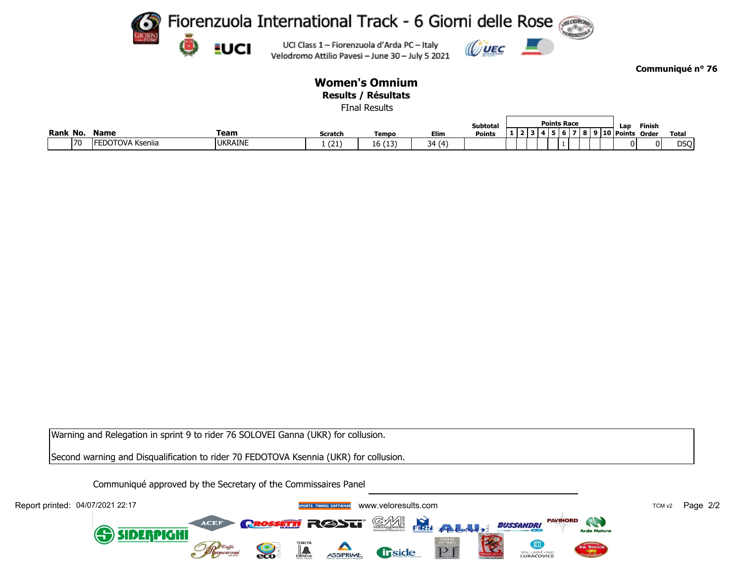# Fiorenzuola International Track - 6 Giorni delle Rose

UCI Class 1 – Fiorenzuola d'Arda PC – Italy
Velodromo Attilio Pavesi – June 30 – July 5 2021

**Communiqué n° 76**

## Women's Omnium

**Results / Résultats**

FInal Results

| Rank | No. | Name | Team | Scratch | Tempo | Elim | Subtotal Points | Points Race 1 | 2 | 3 | 4 | 5 | 6 | 7 | 8 | 9 | 10 | Lap Points | Finish Order | Total |
|---|---|---|---|---|---|---|---|---|---|---|---|---|---|---|---|---|---|---|---|---|
| | 70 | FEDOTOVA Kseniia | UKRAINE | 1 (21) | 16 (13) | 34 (4) | | | | | | | 1 | | | | | 0 | 0 | DSQ |

Warning and Relegation in sprint 9 to rider 76 SOLOVEI Ganna (UKR) for collusion.

Second warning and Disqualification to rider 70 FEDOTOVA Ksennia (UKR) for collusion.

Communiqué approved by the Secretary of the Commissaires Panel

Report printed: 04/07/2021 22:17

www.veloresults.com